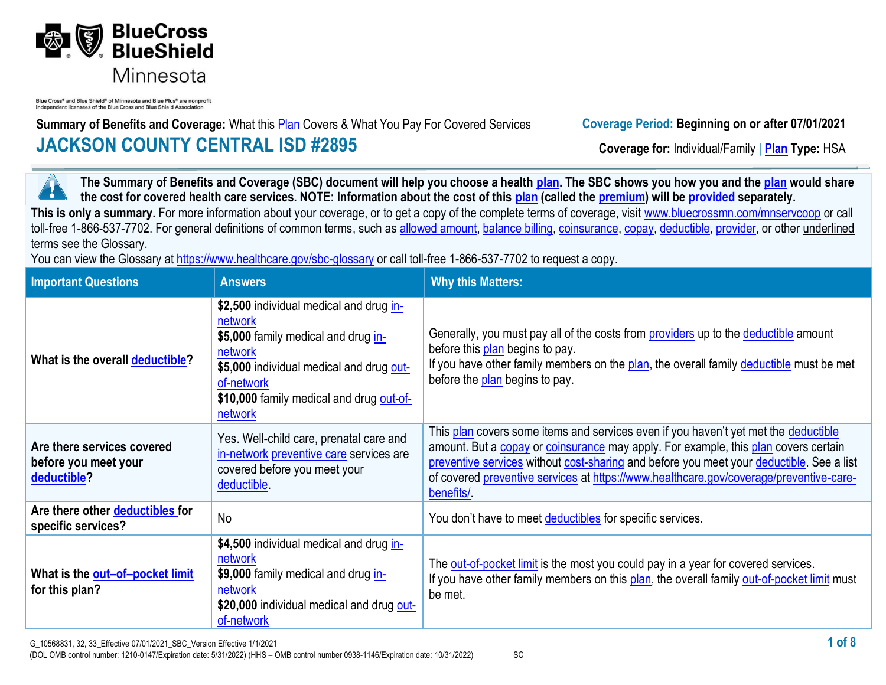Blue Cross® and Blue Shield® of Minnesota and Blue Plus® are nonprofit independent licensees of the Blue Cross and Blue Shield Association

**Summary of Benefits and Coverage:** What this Plan Covers & What You Pay For Covered Services

**Coverage Period: Beginning on or after 07/01/2021**

# JACKSON COUNTY CENTRAL ISD #2895

**Coverage for:** Individual/Family | **Plan Type:** HSA

**The Summary of Benefits and Coverage (SBC) document will help you choose a health plan. The SBC shows you how you and the plan would share the cost for covered health care services. NOTE: Information about the cost of this plan (called the premium) will be provided separately.**

**This is only a summary.** For more information about your coverage, or to get a copy of the complete terms of coverage, visit www.bluecrossmn.com/mnservcoop or call toll-free 1-866-537-7702. For general definitions of common terms, such as allowed amount, balance billing, coinsurance, copay, deductible, provider, or other underlined terms see the Glossary.
You can view the Glossary at https://www.healthcare.gov/sbc-glossary or call toll-free 1-866-537-7702 to request a copy.

| Important Questions | Answers | Why this Matters: |
|---|---|---|
| **What is the overall deductible?** | **$2,500** individual medical and drug in-network<br>**$5,000** family medical and drug in-network<br>**$5,000** individual medical and drug out-of-network<br>**$10,000** family medical and drug out-of-network | Generally, you must pay all of the costs from providers up to the deductible amount before this plan begins to pay.<br>If you have other family members on the plan, the overall family deductible must be met before the plan begins to pay. |
| **Are there services covered before you meet your deductible?** | Yes. Well-child care, prenatal care and in-network preventive care services are covered before you meet your deductible. | This plan covers some items and services even if you haven't yet met the deductible amount. But a copay or coinsurance may apply. For example, this plan covers certain preventive services without cost-sharing and before you meet your deductible. See a list of covered preventive services at https://www.healthcare.gov/coverage/preventive-care-benefits/. |
| **Are there other deductibles for specific services?** | No | You don't have to meet deductibles for specific services. |
| **What is the out–of–pocket limit for this plan?** | **$4,500** individual medical and drug in-network<br>**$9,000** family medical and drug in-network<br>**$20,000** individual medical and drug out-of-network | The out-of-pocket limit is the most you could pay in a year for covered services.<br>If you have other family members on this plan, the overall family out-of-pocket limit must be met. |

G_10568831, 32, 33_Effective 07/01/2021_SBC_Version Effective 1/1/2021
(DOL OMB control number: 1210-0147/Expiration date: 5/31/2022) (HHS – OMB control number 0938-1146/Expiration date: 10/31/2022) SC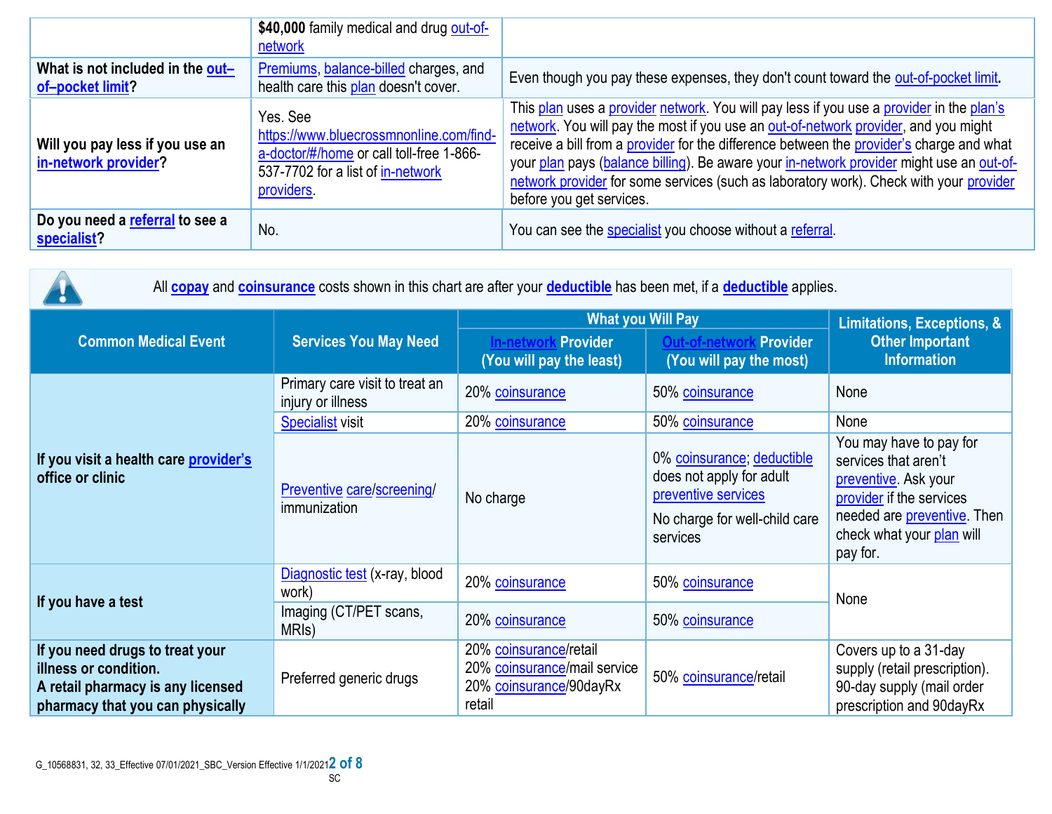| | | |
|---|---|---|
| | **$40,000** family medical and drug out-of-network | |
| **What is not included in the out–of–pocket limit?** | Premiums, balance-billed charges, and health care this plan doesn't cover. | Even though you pay these expenses, they don't count toward the out-of-pocket limit. |
| **Will you pay less if you use an in-network provider?** | Yes. See https://www.bluecrossmnonline.com/find-a-doctor/#/home or call toll-free 1-866-537-7702 for a list of in-network providers. | This plan uses a provider network. You will pay less if you use a provider in the plan's network. You will pay the most if you use an out-of-network provider, and you might receive a bill from a provider for the difference between the provider's charge and what your plan pays (balance billing). Be aware your in-network provider might use an out-of-network provider for some services (such as laboratory work). Check with your provider before you get services. |
| **Do you need a referral to see a specialist?** | No. | You can see the specialist you choose without a referral. |

All **copay** and **coinsurance** costs shown in this chart are after your **deductible** has been met, if a **deductible** applies.

| Common Medical Event | Services You May Need | What you Will Pay | | Limitations, Exceptions, & Other Important Information |
|---|---|---|---|---|
| | | In-network Provider (You will pay the least) | Out-of-network Provider (You will pay the most) | |
| **If you visit a health care provider's office or clinic** | Primary care visit to treat an injury or illness | 20% coinsurance | 50% coinsurance | None |
| | Specialist visit | 20% coinsurance | 50% coinsurance | None |
| | Preventive care/screening/ immunization | No charge | 0% coinsurance; deductible does not apply for adult preventive services<br><br>No charge for well-child care services | You may have to pay for services that aren't preventive. Ask your provider if the services needed are preventive. Then check what your plan will pay for. |
| **If you have a test** | Diagnostic test (x-ray, blood work) | 20% coinsurance | 50% coinsurance | None |
| | Imaging (CT/PET scans, MRIs) | 20% coinsurance | 50% coinsurance | |
| **If you need drugs to treat your illness or condition. A retail pharmacy is any licensed pharmacy that you can physically** | Preferred generic drugs | 20% coinsurance/retail<br>20% coinsurance/mail service<br>20% coinsurance/90dayRx retail | 50% coinsurance/retail | Covers up to a 31-day supply (retail prescription). 90-day supply (mail order prescription and 90dayRx |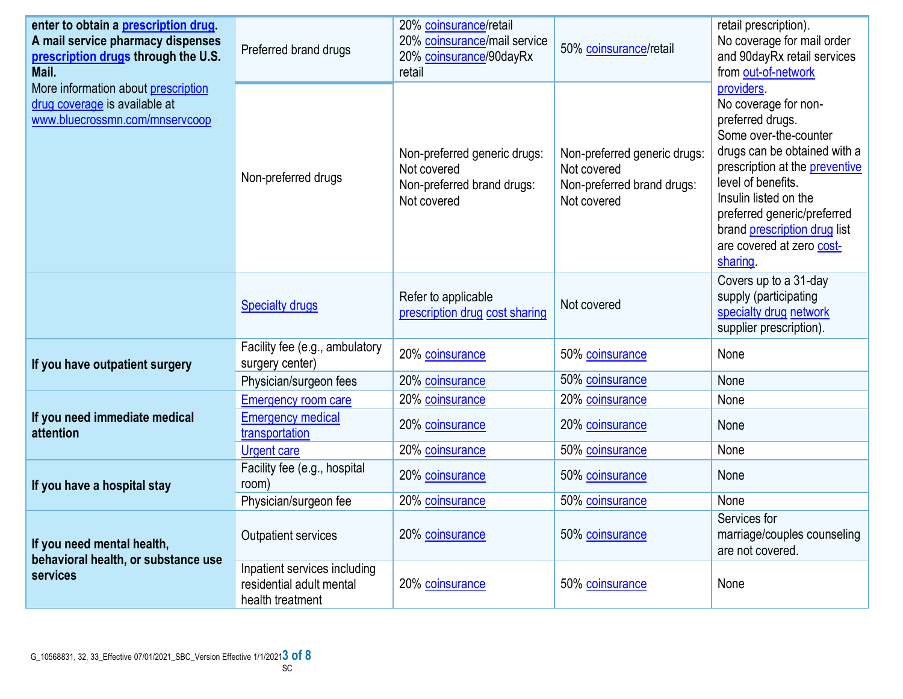| | | | | |
|---|---|---|---|---|
| **enter to obtain a prescription drug. A mail service pharmacy dispenses prescription drugs through the U.S. Mail.** More information about prescription drug coverage is available at www.bluecrossmn.com/mnservcoop | Preferred brand drugs | 20% coinsurance/retail 20% coinsurance/mail service 20% coinsurance/90dayRx retail | 50% coinsurance/retail | retail prescription). No coverage for mail order and 90dayRx retail services from out-of-network providers. No coverage for non-preferred drugs. Some over-the-counter drugs can be obtained with a prescription at the preventive level of benefits. Insulin listed on the preferred generic/preferred brand prescription drug list are covered at zero cost-sharing. |
| | Non-preferred drugs | Non-preferred generic drugs: Not covered Non-preferred brand drugs: Not covered | Non-preferred generic drugs: Not covered Non-preferred brand drugs: Not covered | |
| | Specialty drugs | Refer to applicable prescription drug cost sharing | Not covered | Covers up to a 31-day supply (participating specialty drug network supplier prescription). |
| **If you have outpatient surgery** | Facility fee (e.g., ambulatory surgery center) | 20% coinsurance | 50% coinsurance | None |
| | Physician/surgeon fees | 20% coinsurance | 50% coinsurance | None |
| **If you need immediate medical attention** | Emergency room care | 20% coinsurance | 20% coinsurance | None |
| | Emergency medical transportation | 20% coinsurance | 20% coinsurance | None |
| | Urgent care | 20% coinsurance | 50% coinsurance | None |
| **If you have a hospital stay** | Facility fee (e.g., hospital room) | 20% coinsurance | 50% coinsurance | None |
| | Physician/surgeon fee | 20% coinsurance | 50% coinsurance | None |
| **If you need mental health, behavioral health, or substance use services** | Outpatient services | 20% coinsurance | 50% coinsurance | Services for marriage/couples counseling are not covered. |
| | Inpatient services including residential adult mental health treatment | 20% coinsurance | 50% coinsurance | None |

G_10568831, 32, 33_Effective 07/01/2021_SBC_Version Effective 1/1/2021

SC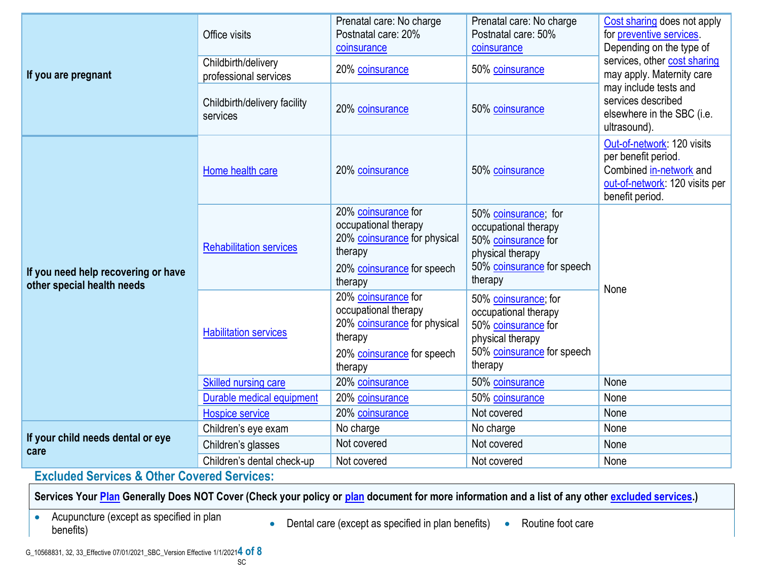| | | | | |
|---|---|---|---|---|
| If you are pregnant | Office visits | Prenatal care: No charge<br>Postnatal care: 20% coinsurance | Prenatal care: No charge<br>Postnatal care: 50% coinsurance | Cost sharing does not apply for preventive services. Depending on the type of services, other cost sharing may apply. Maternity care may include tests and services described elsewhere in the SBC (i.e. ultrasound). |
| | Childbirth/delivery professional services | 20% coinsurance | 50% coinsurance | |
| | Childbirth/delivery facility services | 20% coinsurance | 50% coinsurance | |
| If you need help recovering or have other special health needs | Home health care | 20% coinsurance | 50% coinsurance | Out-of-network: 120 visits per benefit period.<br>Combined in-network and out-of-network: 120 visits per benefit period. |
| | Rehabilitation services | 20% coinsurance for occupational therapy<br>20% coinsurance for physical therapy<br>20% coinsurance for speech therapy | 50% coinsurance; for occupational therapy<br>50% coinsurance for physical therapy<br>50% coinsurance for speech therapy | None |
| | Habilitation services | 20% coinsurance for occupational therapy<br>20% coinsurance for physical therapy<br>20% coinsurance for speech therapy | 50% coinsurance; for occupational therapy<br>50% coinsurance for physical therapy<br>50% coinsurance for speech therapy | |
| | Skilled nursing care | 20% coinsurance | 50% coinsurance | None |
| | Durable medical equipment | 20% coinsurance | 50% coinsurance | None |
| | Hospice service | 20% coinsurance | Not covered | None |
| If your child needs dental or eye care | Children's eye exam | No charge | No charge | None |
| | Children's glasses | Not covered | Not covered | None |
| | Children's dental check-up | Not covered | Not covered | None |

## Excluded Services & Other Covered Services:

**Services Your Plan Generally Does NOT Cover (Check your policy or plan document for more information and a list of any other excluded services.)**

- Acupuncture (except as specified in plan benefits)
- Dental care (except as specified in plan benefits)
- Routine foot care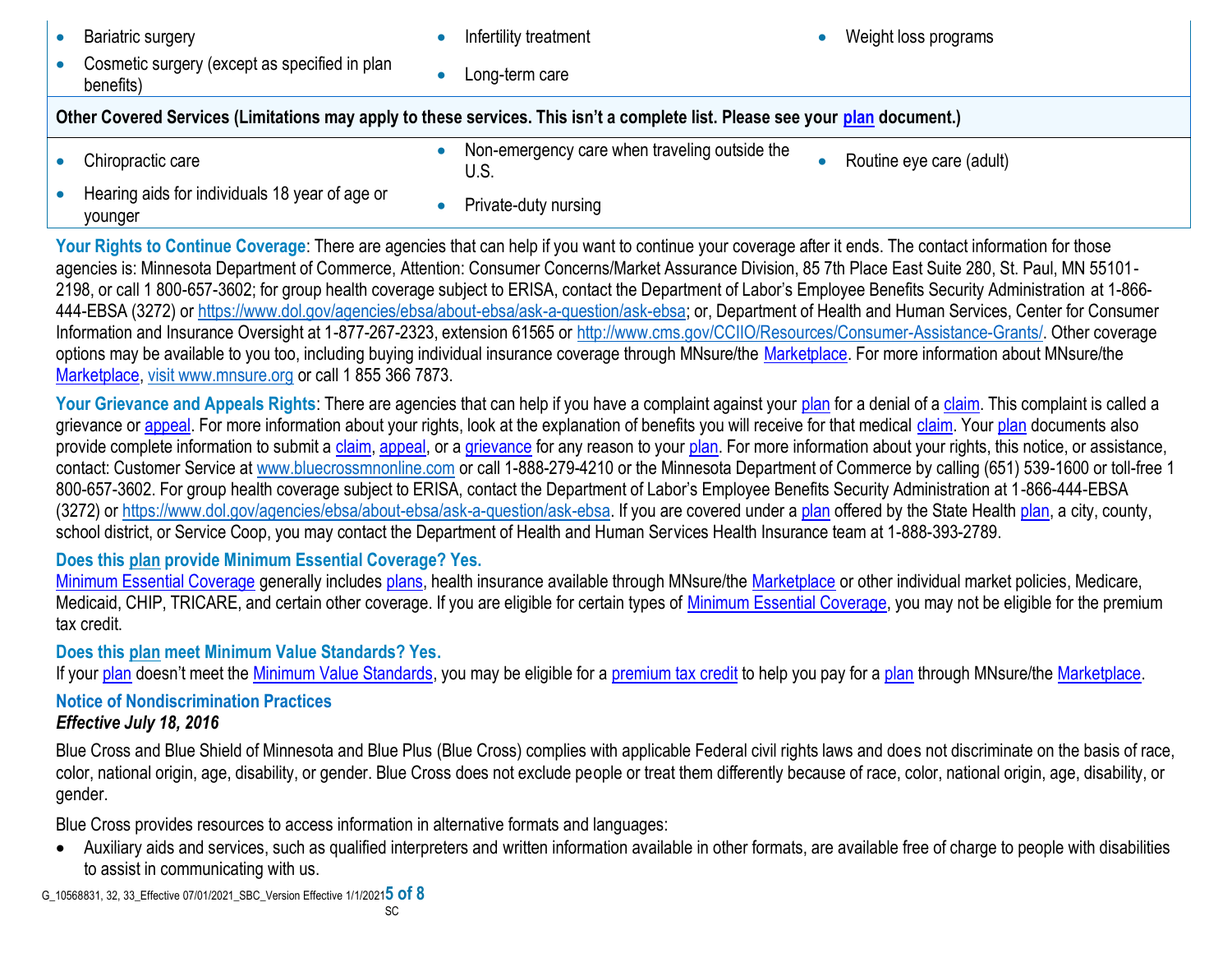| | | |
|---|---|---|
| • Bariatric surgery<br>• Cosmetic surgery (except as specified in plan benefits) | • Infertility treatment<br>• Long-term care | • Weight loss programs |
| **Other Covered Services (Limitations may apply to these services. This isn't a complete list. Please see your plan document.)** | | |
| • Chiropractic care<br>• Hearing aids for individuals 18 year of age or younger | • Non-emergency care when traveling outside the U.S.<br>• Private-duty nursing | • Routine eye care (adult) |

**Your Rights to Continue Coverage**: There are agencies that can help if you want to continue your coverage after it ends. The contact information for those agencies is: Minnesota Department of Commerce, Attention: Consumer Concerns/Market Assurance Division, 85 7th Place East Suite 280, St. Paul, MN 55101-2198, or call 1 800-657-3602; for group health coverage subject to ERISA, contact the Department of Labor's Employee Benefits Security Administration at 1-866-444-EBSA (3272) or https://www.dol.gov/agencies/ebsa/about-ebsa/ask-a-question/ask-ebsa; or, Department of Health and Human Services, Center for Consumer Information and Insurance Oversight at 1-877-267-2323, extension 61565 or http://www.cms.gov/CCIIO/Resources/Consumer-Assistance-Grants/. Other coverage options may be available to you too, including buying individual insurance coverage through MNsure/the Marketplace. For more information about MNsure/the Marketplace, visit www.mnsure.org or call 1 855 366 7873.

**Your Grievance and Appeals Rights**: There are agencies that can help if you have a complaint against your plan for a denial of a claim. This complaint is called a grievance or appeal. For more information about your rights, look at the explanation of benefits you will receive for that medical claim. Your plan documents also provide complete information to submit a claim, appeal, or a grievance for any reason to your plan. For more information about your rights, this notice, or assistance, contact: Customer Service at www.bluecrossmnonline.com or call 1-888-279-4210 or the Minnesota Department of Commerce by calling (651) 539-1600 or toll-free 1 800-657-3602. For group health coverage subject to ERISA, contact the Department of Labor's Employee Benefits Security Administration at 1-866-444-EBSA (3272) or https://www.dol.gov/agencies/ebsa/about-ebsa/ask-a-question/ask-ebsa. If you are covered under a plan offered by the State Health plan, a city, county, school district, or Service Coop, you may contact the Department of Health and Human Services Health Insurance team at 1-888-393-2789.

**Does this plan provide Minimum Essential Coverage? Yes.**
Minimum Essential Coverage generally includes plans, health insurance available through MNsure/the Marketplace or other individual market policies, Medicare, Medicaid, CHIP, TRICARE, and certain other coverage. If you are eligible for certain types of Minimum Essential Coverage, you may not be eligible for the premium tax credit.

**Does this plan meet Minimum Value Standards? Yes.**
If your plan doesn't meet the Minimum Value Standards, you may be eligible for a premium tax credit to help you pay for a plan through MNsure/the Marketplace.

**Notice of Nondiscrimination Practices**
***Effective July 18, 2016***

Blue Cross and Blue Shield of Minnesota and Blue Plus (Blue Cross) complies with applicable Federal civil rights laws and does not discriminate on the basis of race, color, national origin, age, disability, or gender. Blue Cross does not exclude people or treat them differently because of race, color, national origin, age, disability, or gender.

Blue Cross provides resources to access information in alternative formats and languages:

- Auxiliary aids and services, such as qualified interpreters and written information available in other formats, are available free of charge to people with disabilities to assist in communicating with us.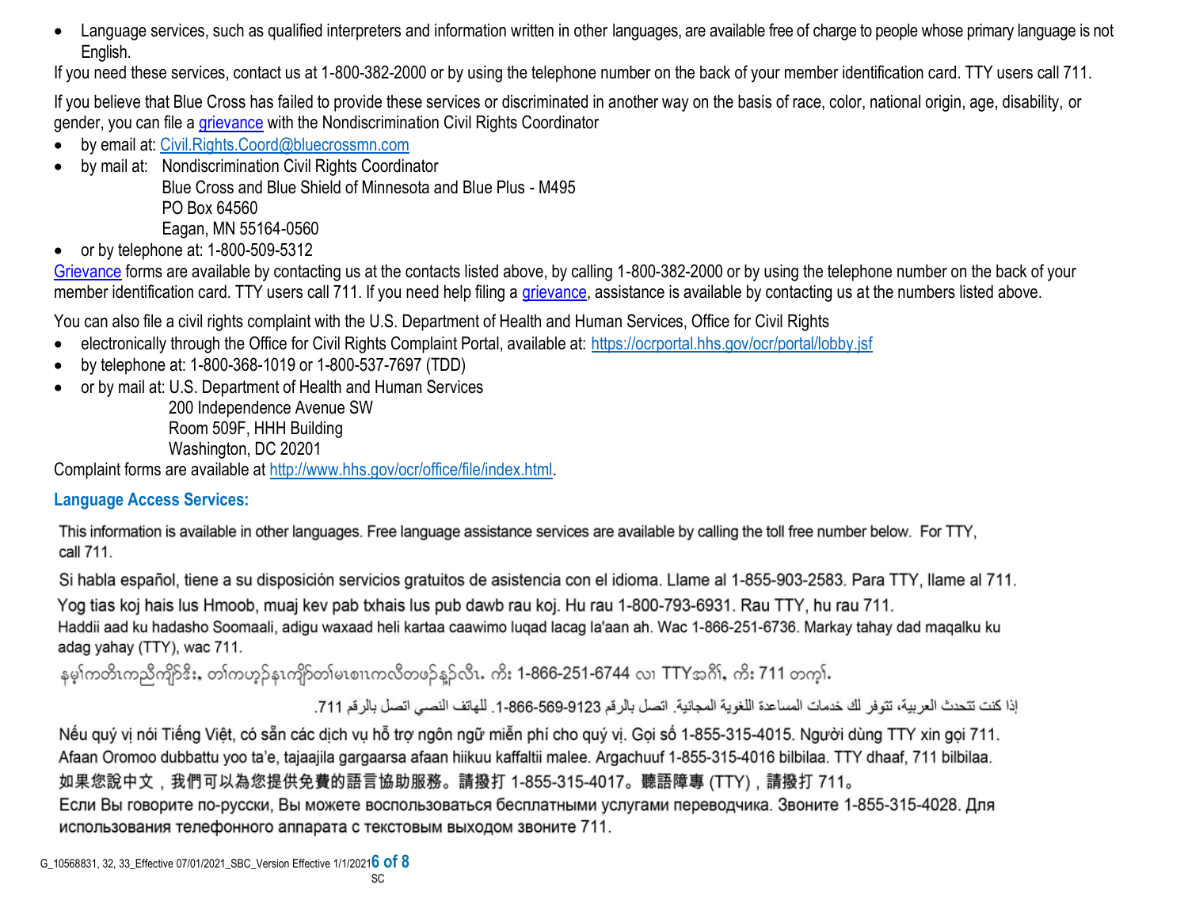- Language services, such as qualified interpreters and information written in other languages, are available free of charge to people whose primary language is not English.

If you need these services, contact us at 1-800-382-2000 or by using the telephone number on the back of your member identification card. TTY users call 711.

If you believe that Blue Cross has failed to provide these services or discriminated in another way on the basis of race, color, national origin, age, disability, or gender, you can file a grievance with the Nondiscrimination Civil Rights Coordinator

- by email at: Civil.Rights.Coord@bluecrossmn.com
- by mail at: Nondiscrimination Civil Rights Coordinator
  Blue Cross and Blue Shield of Minnesota and Blue Plus - M495
  PO Box 64560
  Eagan, MN 55164-0560
- or by telephone at: 1-800-509-5312

Grievance forms are available by contacting us at the contacts listed above, by calling 1-800-382-2000 or by using the telephone number on the back of your member identification card. TTY users call 711. If you need help filing a grievance, assistance is available by contacting us at the numbers listed above.

You can also file a civil rights complaint with the U.S. Department of Health and Human Services, Office for Civil Rights

- electronically through the Office for Civil Rights Complaint Portal, available at: https://ocrportal.hhs.gov/ocr/portal/lobby.jsf
- by telephone at: 1-800-368-1019 or 1-800-537-7697 (TDD)
- or by mail at: U.S. Department of Health and Human Services
  200 Independence Avenue SW
  Room 509F, HHH Building
  Washington, DC 20201

Complaint forms are available at http://www.hhs.gov/ocr/office/file/index.html.

## Language Access Services:

This information is available in other languages. Free language assistance services are available by calling the toll free number below. For TTY, call 711.

Si habla español, tiene a su disposición servicios gratuitos de asistencia con el idioma. Llame al 1-855-903-2583. Para TTY, llame al 711.

Yog tias koj hais lus Hmoob, muaj kev pab txhais lus pub dawb rau koj. Hu rau 1-800-793-6931. Rau TTY, hu rau 711.

Haddii aad ku hadasho Soomaali, adigu waxaad heli kartaa caawimo luqad lacag la'aan ah. Wac 1-866-251-6736. Markay tahay dad maqalku ku adag yahay (TTY), wac 711.

နမ့်ကတိၤကညီကျိာ်ဒီး, တၢ်ကဟ့ၣ်နၤကျိာ်တၢ်မၤစၢၤကလီတဖၣ်နၣ်လီၤ. ကိး 1-866-251-6744 လၢ TTYအဂီၢ်, ကိး 711 တက့ၢ်.

إذا كنت تتحدث العربية، تتوفر لك خدمات المساعدة اللغوية المجانية. اتصل بالرقم 9123-569-866-1. للهاتف النصي اتصل بالرقم 711.

Nếu quý vị nói Tiếng Việt, có sẵn các dịch vụ hỗ trợ ngôn ngữ miễn phí cho quý vị. Gọi số 1-855-315-4015. Người dùng TTY xin gọi 711.

Afaan Oromoo dubbattu yoo ta'e, tajaajila gargaarsa afaan hiikuu kaffaltii malee. Argachuuf 1-855-315-4016 bilbilaa. TTY dhaaf, 711 bilbilaa.

如果您說中文，我們可以為您提供免費的語言協助服務。請撥打 1-855-315-4017。聽語障專 (TTY)，請撥打 711。

Если Вы говорите по-русски, Вы можете воспользоваться бесплатными услугами переводчика. Звоните 1-855-315-4028. Для использования телефонного аппарата с текстовым выходом звоните 711.

G_10568831, 32, 33_Effective 07/01/2021_SBC_Version Effective 1/1/2021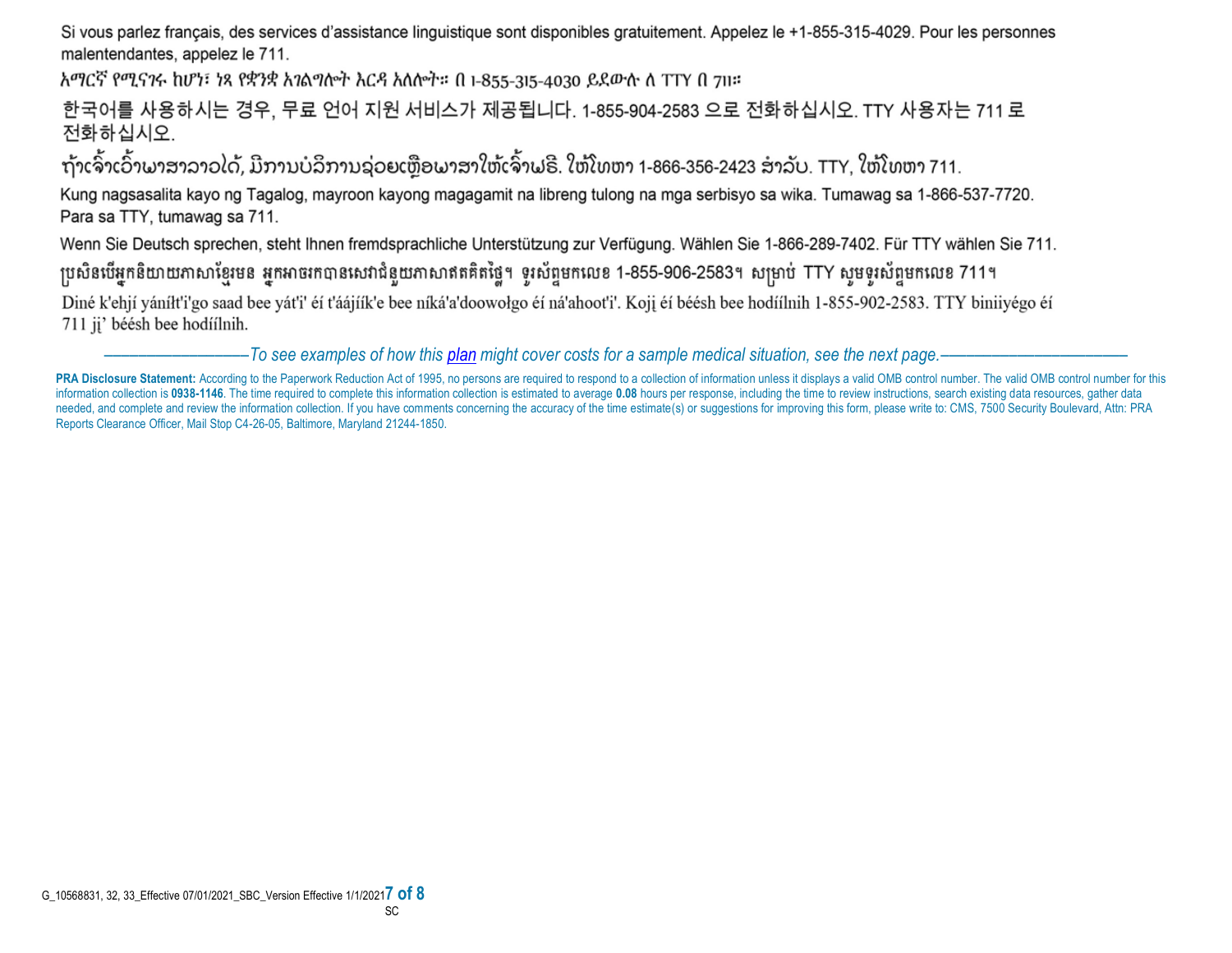Si vous parlez français, des services d'assistance linguistique sont disponibles gratuitement. Appelez le +1-855-315-4029. Pour les personnes malentendantes, appelez le 711.

አማርኛ የሚናገሩ ከሆነ፣ ነጻ የቋንቋ አገልግሎት እርዳ አለሎት። በ 1-855-315-4030 ይደውሉ ለ TTY በ 711።

한국어를 사용하시는 경우, 무료 언어 지원 서비스가 제공됩니다. 1-855-904-2583 으로 전화하십시오. TTY 사용자는 711 로 전화하십시오.

ຖ້າເຈົ້າເວົ້າພາສາລາວໄດ້, ມີການບໍລິການຊ່ວຍເຫຼືອພາສາໃຫ້ເຈົ້າຟຣີ. ໃຫ້ໂທຫາ 1-866-356-2423 ສໍາລັບ. TTY, ໃຫ້ໂທຫາ 711.

Kung nagsasalita kayo ng Tagalog, mayroon kayong magagamit na libreng tulong na mga serbisyo sa wika. Tumawag sa 1-866-537-7720. Para sa TTY, tumawag sa 711.

Wenn Sie Deutsch sprechen, steht Ihnen fremdsprachliche Unterstützung zur Verfügung. Wählen Sie 1-866-289-7402. Für TTY wählen Sie 711.

ប្រសិនបើអ្នកនិយាយភាសាខ្មែរមន អ្នកអាចរកបានសេវាជំនួយភាសាឥតគិតថ្លៃ។ ទូរស័ព្ទមកលេខ 1-855-906-2583។ សម្រាប់ TTY សូមទូរស័ព្ទមកលេខ 711។

Diné k'ehjí yáníłt'i'go saad bee yát'i' éí t'áájíík'e bee níká'a'doowołgo éí ná'ahoot'i'. Kojį éí béésh bee hodíílnih 1-855-902-2583. TTY biniiyégo éí 711 jį' béésh bee hodíílnih.

*——————————To see examples of how this plan might cover costs for a sample medical situation, see the next page.——————————*

**PRA Disclosure Statement:** According to the Paperwork Reduction Act of 1995, no persons are required to respond to a collection of information unless it displays a valid OMB control number. The valid OMB control number for this information collection is **0938-1146**. The time required to complete this information collection is estimated to average **0.08** hours per response, including the time to review instructions, search existing data resources, gather data needed, and complete and review the information collection. If you have comments concerning the accuracy of the time estimate(s) or suggestions for improving this form, please write to: CMS, 7500 Security Boulevard, Attn: PRA Reports Clearance Officer, Mail Stop C4-26-05, Baltimore, Maryland 21244-1850.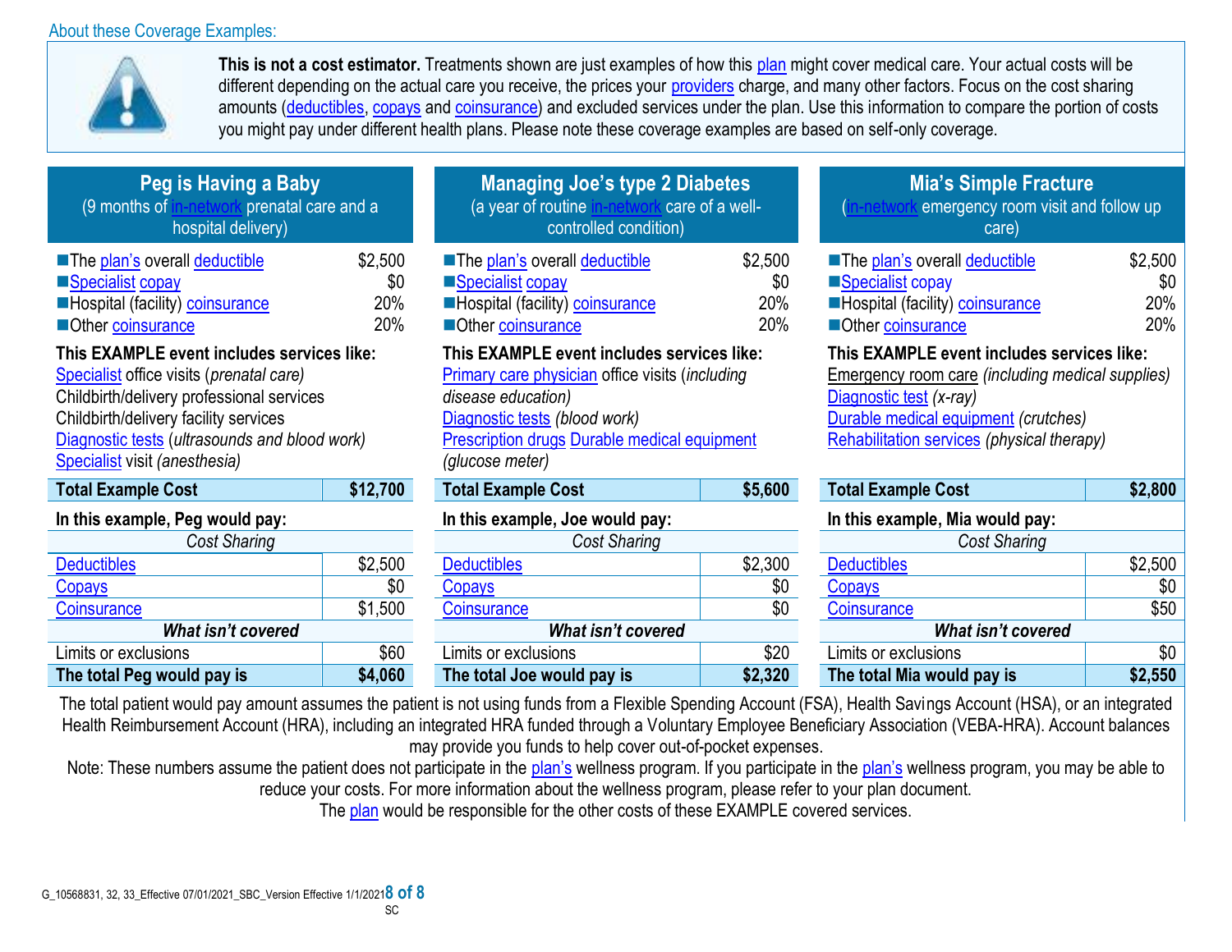About these Coverage Examples:

**This is not a cost estimator.** Treatments shown are just examples of how this plan might cover medical care. Your actual costs will be different depending on the actual care you receive, the prices your providers charge, and many other factors. Focus on the cost sharing amounts (deductibles, copays and coinsurance) and excluded services under the plan. Use this information to compare the portion of costs you might pay under different health plans. Please note these coverage examples are based on self-only coverage.

## Peg is Having a Baby

(9 months of in-network prenatal care and a hospital delivery)

- The plan's overall deductible $2,500
- Specialist copay $0
- Hospital (facility) coinsurance 20%
- Other coinsurance 20%

**This EXAMPLE event includes services like:**
Specialist office visits (*prenatal care)*
Childbirth/delivery professional services
Childbirth/delivery facility services
Diagnostic tests (*ultrasounds and blood work)*
Specialist visit *(anesthesia)*

| **Total Example Cost** | **$12,700** |
|---|---|
| **In this example, Peg would pay:** | |
| *Cost Sharing* | |
| Deductibles | $2,500 |
| Copays | $0 |
| Coinsurance | $1,500 |
| ***What isn't covered*** | |
| Limits or exclusions | $60 |
| **The total Peg would pay is** | **$4,060** |

## Managing Joe's type 2 Diabetes

(a year of routine in-network care of a well-controlled condition)

- The plan's overall deductible $2,500
- Specialist copay $0
- Hospital (facility) coinsurance 20%
- Other coinsurance 20%

**This EXAMPLE event includes services like:**
Primary care physician office visits (*including disease education)*
Diagnostic tests *(blood work)*
Prescription drugs Durable medical equipment *(glucose meter)*

| **Total Example Cost** | **$5,600** |
|---|---|
| **In this example, Joe would pay:** | |
| *Cost Sharing* | |
| Deductibles | $2,300 |
| Copays | $0 |
| Coinsurance | $0 |
| ***What isn't covered*** | |
| Limits or exclusions | $20 |
| **The total Joe would pay is** | **$2,320** |

## Mia's Simple Fracture

(in-network emergency room visit and follow up care)

- The plan's overall deductible $2,500
- Specialist copay $0
- Hospital (facility) coinsurance 20%
- Other coinsurance 20%

**This EXAMPLE event includes services like:**
Emergency room care *(including medical supplies)*
Diagnostic test *(x-ray)*
Durable medical equipment *(crutches)*
Rehabilitation services *(physical therapy)*

| **Total Example Cost** | **$2,800** |
|---|---|
| **In this example, Mia would pay:** | |
| *Cost Sharing* | |
| Deductibles | $2,500 |
| Copays | $0 |
| Coinsurance | $50 |
| ***What isn't covered*** | |
| Limits or exclusions | $0 |
| **The total Mia would pay is** | **$2,550** |

The total patient would pay amount assumes the patient is not using funds from a Flexible Spending Account (FSA), Health Savings Account (HSA), or an integrated Health Reimbursement Account (HRA), including an integrated HRA funded through a Voluntary Employee Beneficiary Association (VEBA-HRA). Account balances may provide you funds to help cover out-of-pocket expenses.

Note: These numbers assume the patient does not participate in the plan's wellness program. If you participate in the plan's wellness program, you may be able to reduce your costs. For more information about the wellness program, please refer to your plan document.

The plan would be responsible for the other costs of these EXAMPLE covered services.

G_10568831, 32, 33_Effective 07/01/2021_SBC_Version Effective 1/1/2021

SC